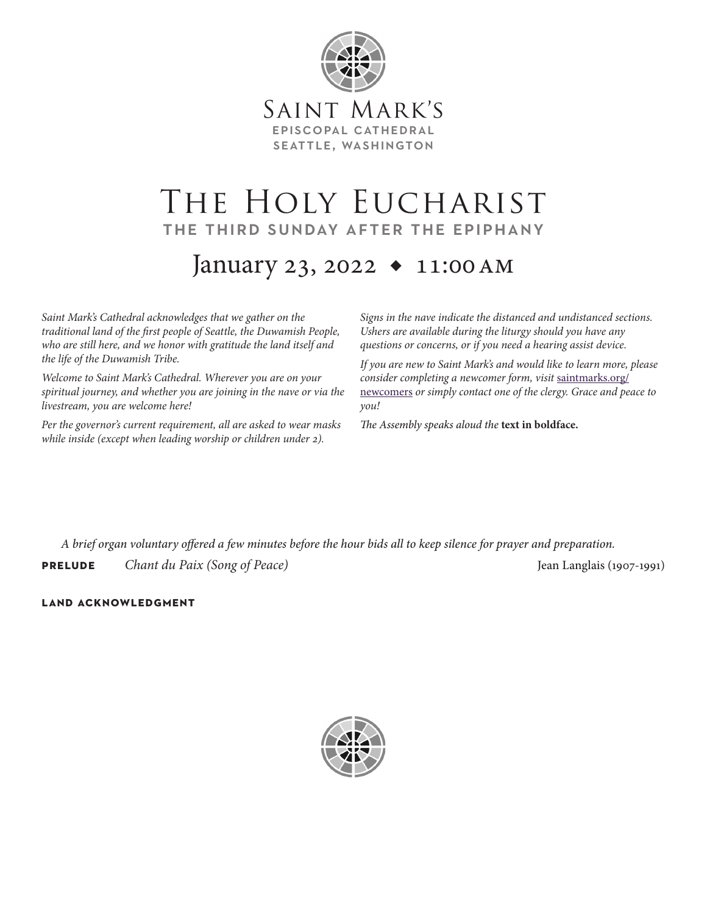# Saint Mark's

**EPISCOPAL CATHEDRAL**
**SEATTLE, WASHINGTON**

# The Holy Eucharist

## THE THIRD SUNDAY AFTER THE EPIPHANY

## January 23, 2022 ◆ 11:00 AM

*Saint Mark's Cathedral acknowledges that we gather on the traditional land of the first people of Seattle, the Duwamish People, who are still here, and we honor with gratitude the land itself and the life of the Duwamish Tribe.*

*Welcome to Saint Mark's Cathedral. Wherever you are on your spiritual journey, and whether you are joining in the nave or via the livestream, you are welcome here!*

*Per the governor's current requirement, all are asked to wear masks while inside (except when leading worship or children under 2).*

*Signs in the nave indicate the distanced and undistanced sections. Ushers are available during the liturgy should you have any questions or concerns, or if you need a hearing assist device.*

*If you are new to Saint Mark's and would like to learn more, please consider completing a newcomer form, visit* saintmarks.org/newcomers *or simply contact one of the clergy. Grace and peace to you!*

*The Assembly speaks aloud the* **text in boldface.**

*A brief organ voluntary offered a few minutes before the hour bids all to keep silence for prayer and preparation.*

**PRELUDE** *Chant du Paix (Song of Peace)* Jean Langlais (1907-1991)

**LAND ACKNOWLEDGMENT**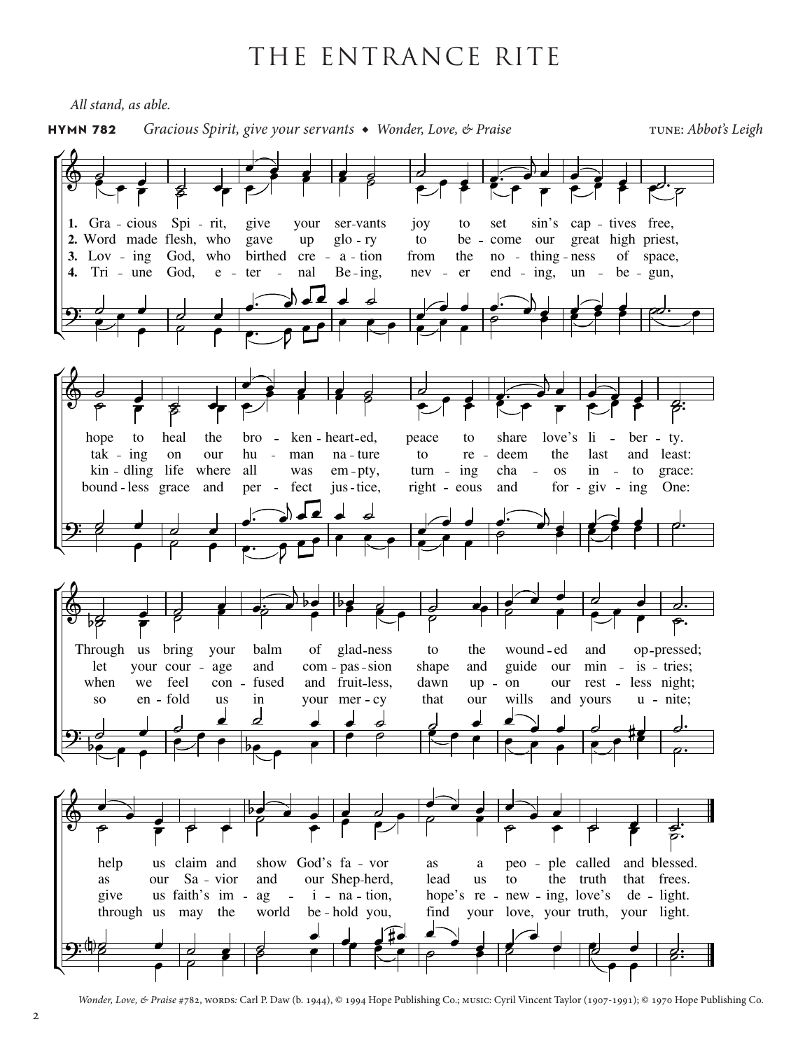# THE ENTRANCE RITE

*All stand, as able.*

**HYMN 782** *Gracious Spirit, give your servants* ◆ *Wonder, Love, & Praise* TUNE: *Abbot's Leigh*

1. Gracious Spirit, give your servants joy to set sin's captives free,
hope to heal the broken-hearted, peace to share love's liberty.
Through us bring your balm of gladness to the wounded and oppressed;
help us claim and show God's favor as a people called and blessed.

2. Word made flesh, who gave up glory to become our great high priest,
taking on our human nature to redeem the last and least:
let your courage and compassion shape and guide our ministries;
as our Savior and our Shepherd, lead us to the truth that frees.

3. Loving God, who birthed creation from the nothingness of space,
kindling life where all was empty, turning chaos into grace:
when we feel confused and fruitless, dawn upon our restless night;
give us faith's imagination, hope's renewing, love's delight.

4. Triune God, eternal Being, never ending, unbegun,
boundless grace and perfect justice, righteous and forgiving One:
so enfold us in your mercy that our wills and yours unite;
through us may the world behold you, find your love, your truth, your light.

*Wonder, Love, & Praise* #782, WORDS: Carl P. Daw (b. 1944), © 1994 Hope Publishing Co.; MUSIC: Cyril Vincent Taylor (1907-1991); © 1970 Hope Publishing Co.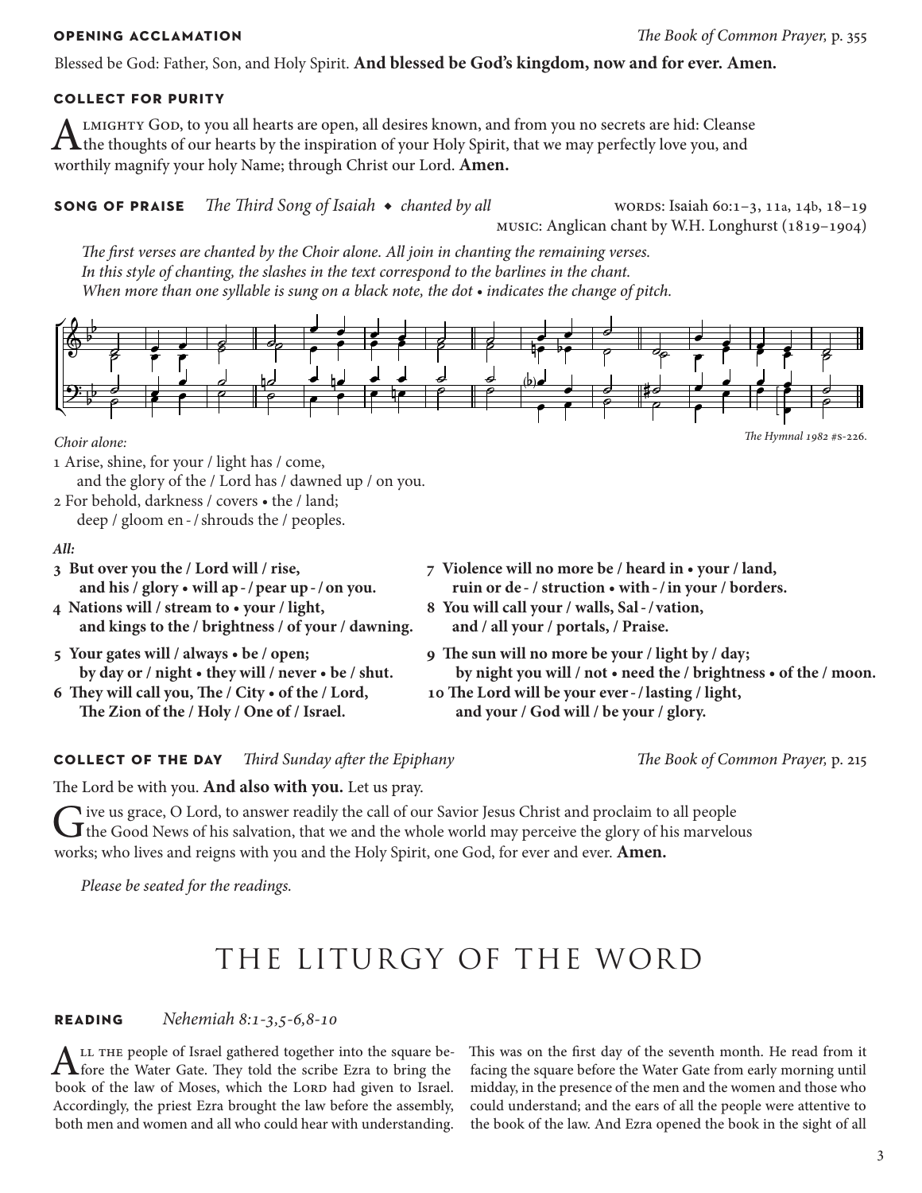**OPENING ACCLAMATION** *The Book of Common Prayer,* p. 355

Blessed be God: Father, Son, and Holy Spirit. **And blessed be God's kingdom, now and for ever. Amen.**

**COLLECT FOR PURITY**

Almighty God, to you all hearts are open, all desires known, and from you no secrets are hid: Cleanse the thoughts of our hearts by the inspiration of your Holy Spirit, that we may perfectly love you, and worthily magnify your holy Name; through Christ our Lord. **Amen.**

**SONG OF PRAISE** *The Third Song of Isaiah* ◆ *chanted by all*

WORDS: Isaiah 60:1–3, 11a, 14b, 18–19
MUSIC: Anglican chant by W.H. Longhurst (1819–1904)

*The first verses are chanted by the Choir alone. All join in chanting the remaining verses.*
*In this style of chanting, the slashes in the text correspond to the barlines in the chant.*
*When more than one syllable is sung on a black note, the dot • indicates the change of pitch.*

*The Hymnal 1982* #S-226.

*Choir alone:*

1 Arise, shine, for your / light has / come,
 and the glory of the / Lord has / dawned up / on you.

2 For behold, darkness / covers • the / land;
 deep / gloom en - / shrouds the / peoples.

*All:*

**3 But over you the / Lord will / rise,**
 **and his / glory • will ap - / pear up - / on you.**

**4 Nations will / stream to • your / light,**
 **and kings to the / brightness / of your / dawning.**

**5 Your gates will / always • be / open;**
 **by day or / night • they will / never • be / shut.**

**6 They will call you, The / City • of the / Lord,**
 **The Zion of the / Holy / One of / Israel.**

**7 Violence will no more be / heard in • your / land,**
 **ruin or de - / struction • with - / in your / borders.**

**8 You will call your / walls, Sal - / vation,**
 **and / all your / portals, / Praise.**

**9 The sun will no more be your / light by / day;**
 **by night you will / not • need the / brightness • of the / moon.**

**10 The Lord will be your ever - / lasting / light,**
 **and your / God will / be your / glory.**

**COLLECT OF THE DAY** *Third Sunday after the Epiphany* *The Book of Common Prayer,* p. 215

The Lord be with you. **And also with you.** Let us pray.

Give us grace, O Lord, to answer readily the call of our Savior Jesus Christ and proclaim to all people the Good News of his salvation, that we and the whole world may perceive the glory of his marvelous works; who lives and reigns with you and the Holy Spirit, one God, for ever and ever. **Amen.**

*Please be seated for the readings.*

# THE LITURGY OF THE WORD

**READING** *Nehemiah 8:1-3,5-6,8-10*

All the people of Israel gathered together into the square before the Water Gate. They told the scribe Ezra to bring the book of the law of Moses, which the Lord had given to Israel. Accordingly, the priest Ezra brought the law before the assembly, both men and women and all who could hear with understanding. This was on the first day of the seventh month. He read from it facing the square before the Water Gate from early morning until midday, in the presence of the men and the women and those who could understand; and the ears of all the people were attentive to the book of the law. And Ezra opened the book in the sight of all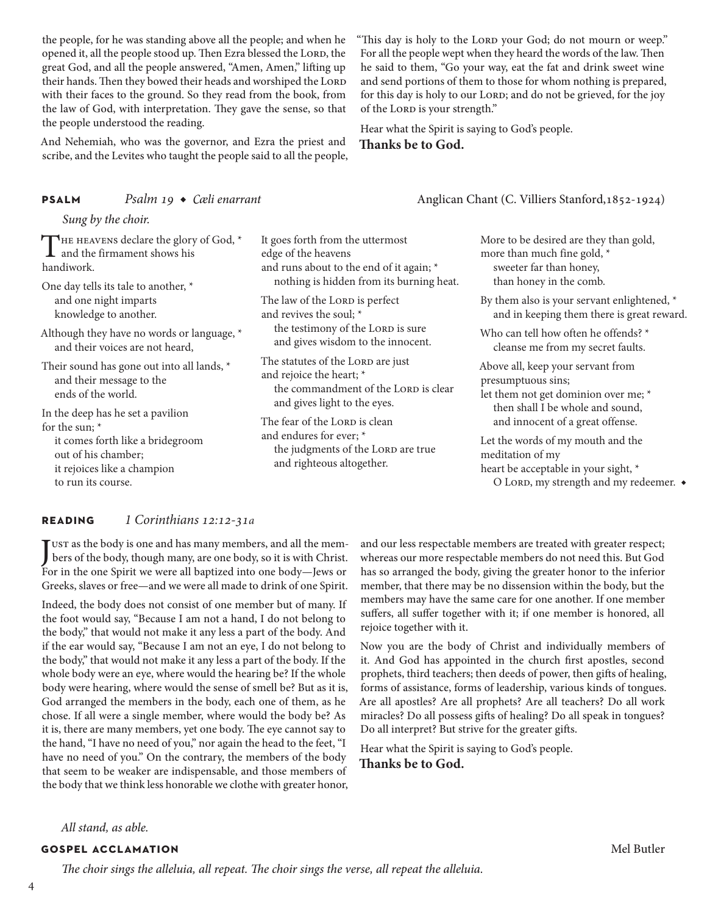the people, for he was standing above all the people; and when he opened it, all the people stood up. Then Ezra blessed the LORD, the great God, and all the people answered, "Amen, Amen," lifting up their hands. Then they bowed their heads and worshiped the LORD with their faces to the ground. So they read from the book, from the law of God, with interpretation. They gave the sense, so that the people understood the reading.

And Nehemiah, who was the governor, and Ezra the priest and scribe, and the Levites who taught the people said to all the people, "This day is holy to the LORD your God; do not mourn or weep." For all the people wept when they heard the words of the law. Then he said to them, "Go your way, eat the fat and drink sweet wine and send portions of them to those for whom nothing is prepared, for this day is holy to our LORD; and do not be grieved, for the joy of the LORD is your strength."

Hear what the Spirit is saying to God's people.
**Thanks be to God.**

## PSALM *Psalm 19 ◆ Cæli enarrant* Anglican Chant (C. Villiers Stanford, 1852-1924)

*Sung by the choir.*

THE HEAVENS declare the glory of God, *
and the firmament shows his handiwork.

One day tells its tale to another, *
and one night imparts knowledge to another.

Although they have no words or language, *
and their voices are not heard,

Their sound has gone out into all lands, *
and their message to the ends of the world.

In the deep has he set a pavilion for the sun; *
it comes forth like a bridegroom out of his chamber;
it rejoices like a champion to run its course.

It goes forth from the uttermost edge of the heavens
and runs about to the end of it again; *
nothing is hidden from its burning heat.

The law of the LORD is perfect and revives the soul; *
the testimony of the LORD is sure and gives wisdom to the innocent.

The statutes of the LORD are just and rejoice the heart; *
the commandment of the LORD is clear and gives light to the eyes.

The fear of the LORD is clean and endures for ever; *
the judgments of the LORD are true and righteous altogether.

More to be desired are they than gold, more than much fine gold, *
sweeter far than honey, than honey in the comb.

By them also is your servant enlightened, *
and in keeping them there is great reward.

Who can tell how often he offends? *
cleanse me from my secret faults.

Above all, keep your servant from presumptuous sins;
let them not get dominion over me; *
then shall I be whole and sound, and innocent of a great offense.

Let the words of my mouth and the meditation of my heart be acceptable in your sight, *
O LORD, my strength and my redeemer. ◆

## READING *1 Corinthians 12:12-31a*

JUST as the body is one and has many members, and all the members of the body, though many, are one body, so it is with Christ. For in the one Spirit we were all baptized into one body—Jews or Greeks, slaves or free—and we were all made to drink of one Spirit.

Indeed, the body does not consist of one member but of many. If the foot would say, "Because I am not a hand, I do not belong to the body," that would not make it any less a part of the body. And if the ear would say, "Because I am not an eye, I do not belong to the body," that would not make it any less a part of the body. If the whole body were an eye, where would the hearing be? If the whole body were hearing, where would the sense of smell be? But as it is, God arranged the members in the body, each one of them, as he chose. If all were a single member, where would the body be? As it is, there are many members, yet one body. The eye cannot say to the hand, "I have no need of you," nor again the head to the feet, "I have no need of you." On the contrary, the members of the body that seem to be weaker are indispensable, and those members of the body that we think less honorable we clothe with greater honor, and our less respectable members are treated with greater respect; whereas our more respectable members do not need this. But God has so arranged the body, giving the greater honor to the inferior member, that there may be no dissension within the body, but the members may have the same care for one another. If one member suffers, all suffer together with it; if one member is honored, all rejoice together with it.

Now you are the body of Christ and individually members of it. And God has appointed in the church first apostles, second prophets, third teachers; then deeds of power, then gifts of healing, forms of assistance, forms of leadership, various kinds of tongues. Are all apostles? Are all prophets? Are all teachers? Do all work miracles? Do all possess gifts of healing? Do all speak in tongues? Do all interpret? But strive for the greater gifts.

Hear what the Spirit is saying to God's people.
**Thanks be to God.**

*All stand, as able.*

## GOSPEL ACCLAMATION Mel Butler

*The choir sings the alleluia, all repeat. The choir sings the verse, all repeat the alleluia.*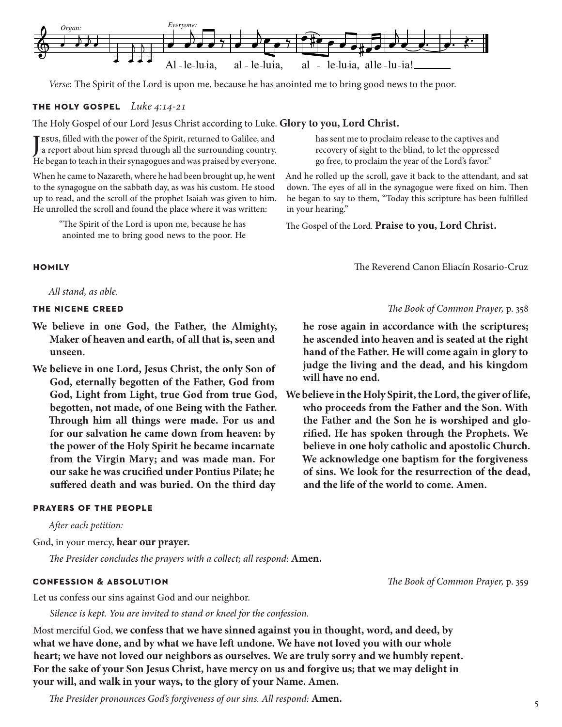*Organ:* *Everyone:*

Al-le-lu-ia, al-le-luia, al - le-lu-ia, alle-lu-ia!

*Verse*: The Spirit of the Lord is upon me, because he has anointed me to bring good news to the poor.

## THE HOLY GOSPEL *Luke 4:14-21*

The Holy Gospel of our Lord Jesus Christ according to Luke. **Glory to you, Lord Christ.**

Jesus, filled with the power of the Spirit, returned to Galilee, and a report about him spread through all the surrounding country. He began to teach in their synagogues and was praised by everyone.

When he came to Nazareth, where he had been brought up, he went to the synagogue on the sabbath day, as was his custom. He stood up to read, and the scroll of the prophet Isaiah was given to him. He unrolled the scroll and found the place where it was written:

> "The Spirit of the Lord is upon me, because he has anointed me to bring good news to the poor. He has sent me to proclaim release to the captives and recovery of sight to the blind, to let the oppressed go free, to proclaim the year of the Lord's favor."

And he rolled up the scroll, gave it back to the attendant, and sat down. The eyes of all in the synagogue were fixed on him. Then he began to say to them, "Today this scripture has been fulfilled in your hearing."

The Gospel of the Lord. **Praise to you, Lord Christ.**

## HOMILY

The Reverend Canon Eliacín Rosario-Cruz

*All stand, as able.*

## THE NICENE CREED

*The Book of Common Prayer,* p. 358

**We believe in one God, the Father, the Almighty, Maker of heaven and earth, of all that is, seen and unseen.**

**We believe in one Lord, Jesus Christ, the only Son of God, eternally begotten of the Father, God from God, Light from Light, true God from true God, begotten, not made, of one Being with the Father. Through him all things were made. For us and for our salvation he came down from heaven: by the power of the Holy Spirit he became incarnate from the Virgin Mary; and was made man. For our sake he was crucified under Pontius Pilate; he suffered death and was buried. On the third day he rose again in accordance with the scriptures; he ascended into heaven and is seated at the right hand of the Father. He will come again in glory to judge the living and the dead, and his kingdom will have no end.**

**We believe in the Holy Spirit, the Lord, the giver of life, who proceeds from the Father and the Son. With the Father and the Son he is worshiped and glorified. He has spoken through the Prophets. We believe in one holy catholic and apostolic Church. We acknowledge one baptism for the forgiveness of sins. We look for the resurrection of the dead, and the life of the world to come. Amen.**

## PRAYERS OF THE PEOPLE

*After each petition:*

God, in your mercy, **hear our prayer.**

*The Presider concludes the prayers with a collect; all respond:* **Amen.**

## CONFESSION & ABSOLUTION

*The Book of Common Prayer,* p. 359

Let us confess our sins against God and our neighbor.

*Silence is kept. You are invited to stand or kneel for the confession.*

Most merciful God, **we confess that we have sinned against you in thought, word, and deed, by what we have done, and by what we have left undone. We have not loved you with our whole heart; we have not loved our neighbors as ourselves. We are truly sorry and we humbly repent. For the sake of your Son Jesus Christ, have mercy on us and forgive us; that we may delight in your will, and walk in your ways, to the glory of your Name. Amen.**

*The Presider pronounces God's forgiveness of our sins. All respond:* **Amen.**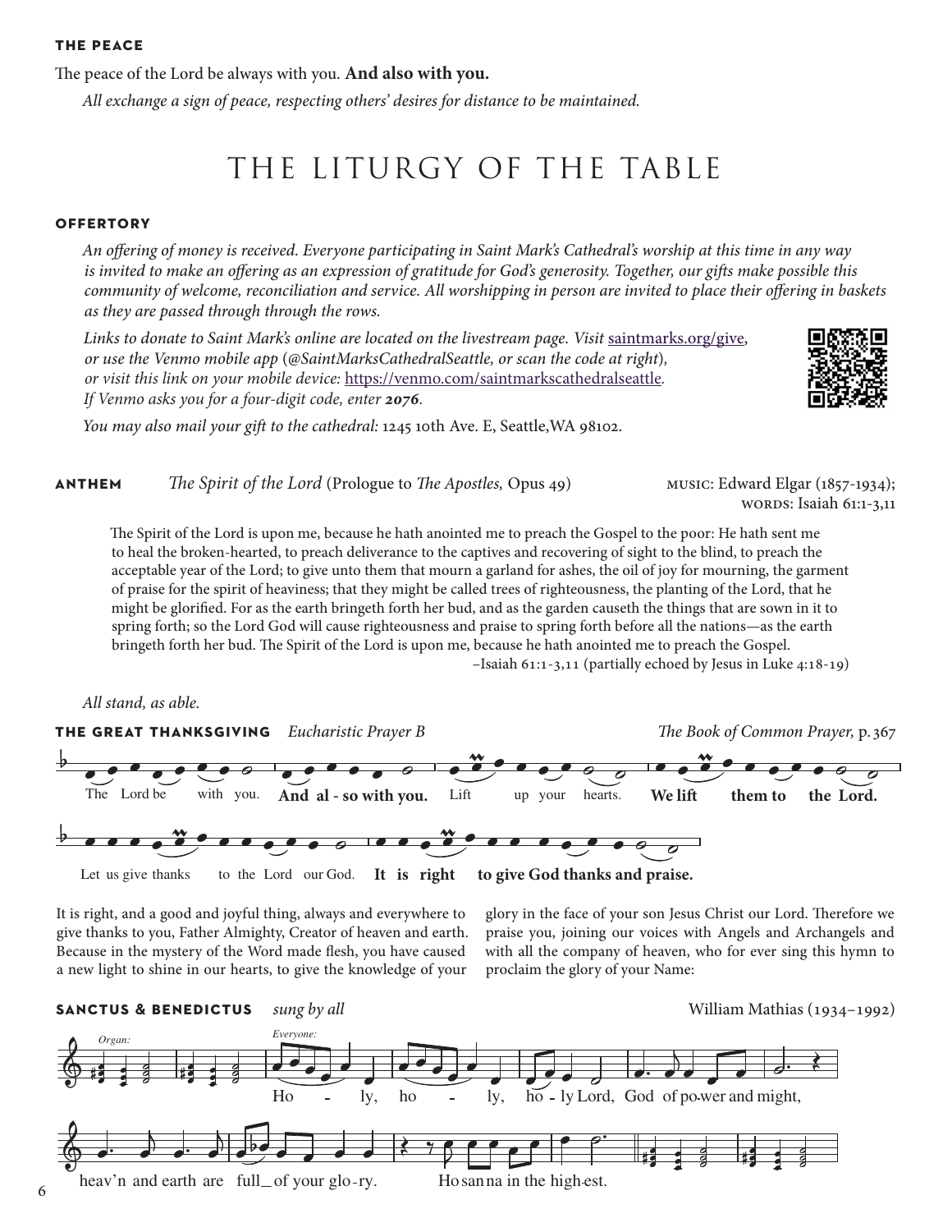### THE PEACE

The peace of the Lord be always with you. **And also with you.**

*All exchange a sign of peace, respecting others' desires for distance to be maintained.*

# THE LITURGY OF THE TABLE

### OFFERTORY

*An offering of money is received. Everyone participating in Saint Mark's Cathedral's worship at this time in any way is invited to make an offering as an expression of gratitude for God's generosity. Together, our gifts make possible this community of welcome, reconciliation and service. All worshipping in person are invited to place their offering in baskets as they are passed through through the rows.*

*Links to donate to Saint Mark's online are located on the livestream page. Visit* saintmarks.org/give, *or use the Venmo mobile app (@SaintMarksCathedralSeattle, or scan the code at right), or visit this link on your mobile device:* https://venmo.com/saintmarkscathedralseattle. *If Venmo asks you for a four-digit code, enter **2076**.*

*You may also mail your gift to the cathedral:* 1245 10th Ave. E, Seattle, WA 98102.

**ANTHEM** *The Spirit of the Lord* (Prologue to *The Apostles,* Opus 49) — MUSIC: Edward Elgar (1857-1934); WORDS: Isaiah 61:1-3,11

The Spirit of the Lord is upon me, because he hath anointed me to preach the Gospel to the poor: He hath sent me to heal the broken-hearted, to preach deliverance to the captives and recovering of sight to the blind, to preach the acceptable year of the Lord; to give unto them that mourn a garland for ashes, the oil of joy for mourning, the garment of praise for the spirit of heaviness; that they might be called trees of righteousness, the planting of the Lord, that he might be glorified. For as the earth bringeth forth her bud, and as the garden causeth the things that are sown in it to spring forth; so the Lord God will cause righteousness and praise to spring forth before all the nations—as the earth bringeth forth her bud. The Spirit of the Lord is upon me, because he hath anointed me to preach the Gospel.

–Isaiah 61:1-3,11 (partially echoed by Jesus in Luke 4:18-19)

*All stand, as able.*

**THE GREAT THANKSGIVING** *Eucharistic Prayer B* — *The Book of Common Prayer,* p. 367

The Lord be with you. **And also with you.** Lift up your hearts. **We lift them to the Lord.**

Let us give thanks to the Lord our God. **It is right to give God thanks and praise.**

It is right, and a good and joyful thing, always and everywhere to give thanks to you, Father Almighty, Creator of heaven and earth. Because in the mystery of the Word made flesh, you have caused a new light to shine in our hearts, to give the knowledge of your glory in the face of your son Jesus Christ our Lord. Therefore we praise you, joining our voices with Angels and Archangels and with all the company of heaven, who for ever sing this hymn to proclaim the glory of your Name:

**SANCTUS & BENEDICTUS** *sung by all* — William Mathias (1934–1992)

*Organ:* *Everyone:*

Holy, holy, holy Lord, God of power and might,

heav'n and earth are full of your glory. Hosanna in the highest.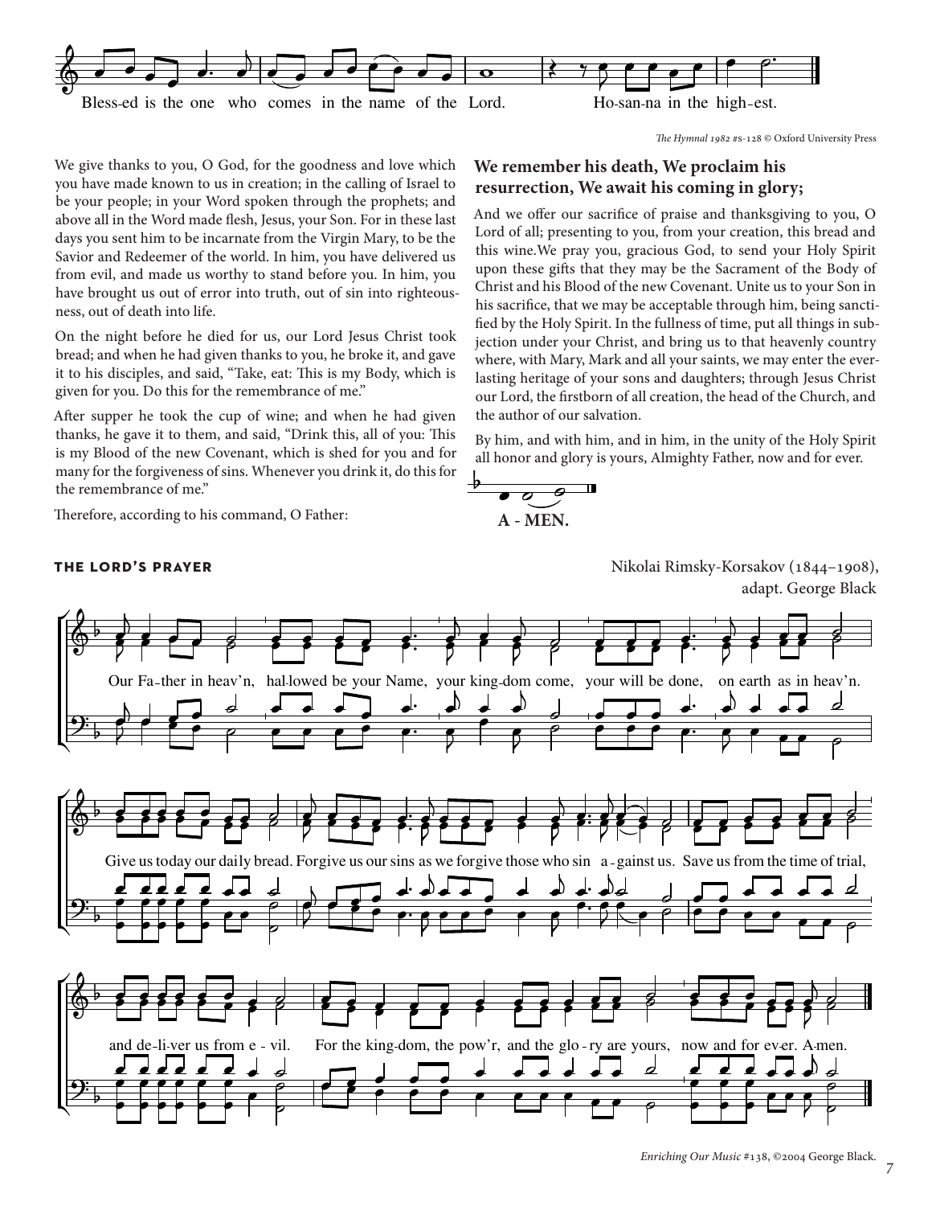Bless-ed is the one who comes in the name of the Lord. Ho-san-na in the high-est.

*The Hymnal 1982* #s-128 © Oxford University Press

We give thanks to you, O God, for the goodness and love which you have made known to us in creation; in the calling of Israel to be your people; in your Word spoken through the prophets; and above all in the Word made flesh, Jesus, your Son. For in these last days you sent him to be incarnate from the Virgin Mary, to be the Savior and Redeemer of the world. In him, you have delivered us from evil, and made us worthy to stand before you. In him, you have brought us out of error into truth, out of sin into righteousness, out of death into life.

On the night before he died for us, our Lord Jesus Christ took bread; and when he had given thanks to you, he broke it, and gave it to his disciples, and said, "Take, eat: This is my Body, which is given for you. Do this for the remembrance of me."

After supper he took the cup of wine; and when he had given thanks, he gave it to them, and said, "Drink this, all of you: This is my Blood of the new Covenant, which is shed for you and for many for the forgiveness of sins. Whenever you drink it, do this for the remembrance of me."

Therefore, according to his command, O Father:

**We remember his death, We proclaim his resurrection, We await his coming in glory;**

And we offer our sacrifice of praise and thanksgiving to you, O Lord of all; presenting to you, from your creation, this bread and this wine.We pray you, gracious God, to send your Holy Spirit upon these gifts that they may be the Sacrament of the Body of Christ and his Blood of the new Covenant. Unite us to your Son in his sacrifice, that we may be acceptable through him, being sanctified by the Holy Spirit. In the fullness of time, put all things in subjection under your Christ, and bring us to that heavenly country where, with Mary, Mark and all your saints, we may enter the everlasting heritage of your sons and daughters; through Jesus Christ our Lord, the firstborn of all creation, the head of the Church, and the author of our salvation.

By him, and with him, and in him, in the unity of the Holy Spirit all honor and glory is yours, Almighty Father, now and for ever.

**A - MEN.**

## The Lord's Prayer

Nikolai Rimsky-Korsakov (1844–1908), adapt. George Black

Our Fa-ther in heav'n, hal-lowed be your Name, your king-dom come, your will be done, on earth as in heav'n.

Give us today our daily bread. Forgive us our sins as we forgive those who sin a-gainst us. Save us from the time of trial,

and de-li-ver us from e - vil. For the king-dom, the pow'r, and the glo - ry are yours, now and for ev-er. A-men.

*Enriching Our Music* #138, ©2004 George Black.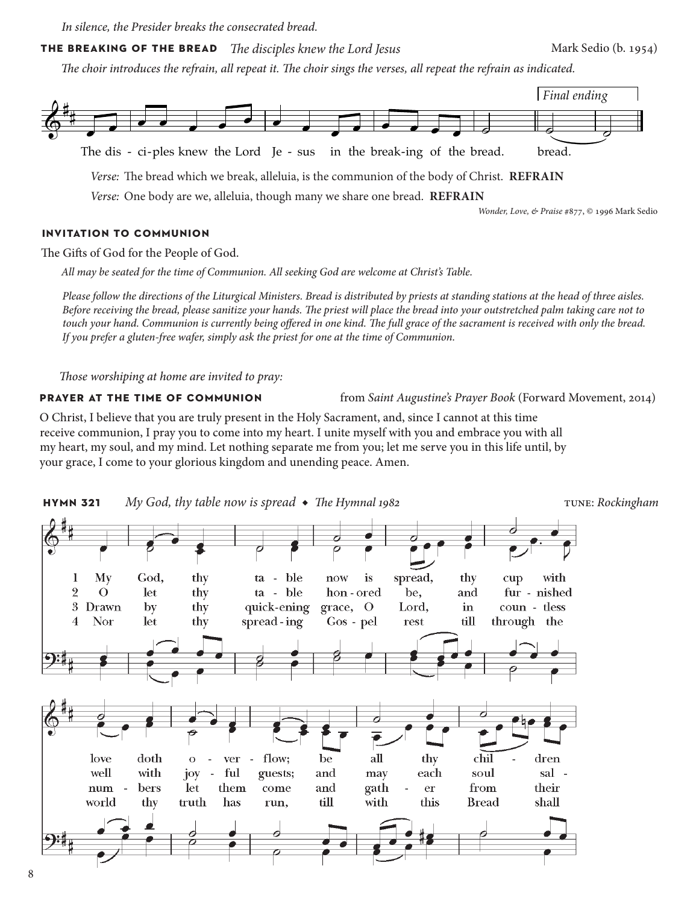*In silence, the Presider breaks the consecrated bread.*

**THE BREAKING OF THE BREAD** *The disciples knew the Lord Jesus* Mark Sedio (b. 1954)

*The choir introduces the refrain, all repeat it. The choir sings the verses, all repeat the refrain as indicated.*

The dis - ci-ples knew the Lord Je - sus in the break-ing of the bread. *Final ending* bread.

*Verse:* The bread which we break, alleluia, is the communion of the body of Christ. **REFRAIN**

*Verse:* One body are we, alleluia, though many we share one bread. **REFRAIN**

*Wonder, Love, & Praise #877*, © 1996 Mark Sedio

**INVITATION TO COMMUNION**

The Gifts of God for the People of God.

*All may be seated for the time of Communion. All seeking God are welcome at Christ's Table.*

*Please follow the directions of the Liturgical Ministers. Bread is distributed by priests at standing stations at the head of three aisles. Before receiving the bread, please sanitize your hands. The priest will place the bread into your outstretched palm taking care not to touch your hand. Communion is currently being offered in one kind. The full grace of the sacrament is received with only the bread. If you prefer a gluten-free wafer, simply ask the priest for one at the time of Communion.*

*Those worshiping at home are invited to pray:*

**PRAYER AT THE TIME OF COMMUNION** from *Saint Augustine's Prayer Book* (Forward Movement, 2014)

O Christ, I believe that you are truly present in the Holy Sacrament, and, since I cannot at this time receive communion, I pray you to come into my heart. I unite myself with you and embrace you with all my heart, my soul, and my mind. Let nothing separate me from you; let me serve you in this life until, by your grace, I come to your glorious kingdom and unending peace. Amen.

**HYMN 321** *My God, thy table now is spread* ◆ *The Hymnal 1982* TUNE: *Rockingham*

1 My God, thy table now is spread, thy cup with love doth overflow; be all thy children
2 O let thy table honored be, and furnished well with joyful guests; and may each soul sal-
3 Drawn by thy quickening grace, O Lord, in countless numbers let them come and gather from their
4 Nor let thy spreading Gospel rest till through the world thy truth has run, till with this Bread shall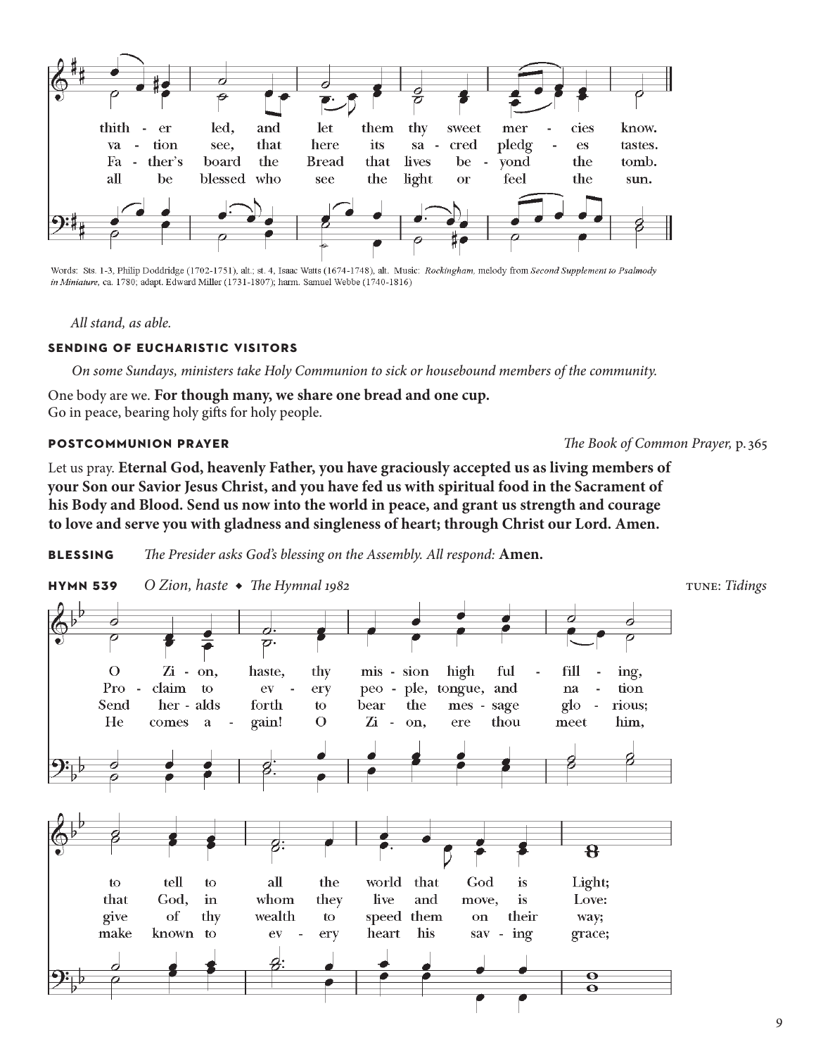thith - er led, and let them thy sweet mer - cies know.
va - tion see, that here its sa - cred pledg - es tastes.
Fa - ther's board the Bread that lives be - yond the tomb.
all be blessed who see the light or feel the sun.

Words: Sts. 1-3, Philip Doddridge (1702-1751), alt.; st. 4, Isaac Watts (1674-1748), alt. Music: *Rockingham*, melody from *Second Supplement to Psalmody in Miniature*, ca. 1780; adapt. Edward Miller (1731-1807); harm. Samuel Webbe (1740-1816)

*All stand, as able.*

### SENDING OF EUCHARISTIC VISITORS

*On some Sundays, ministers take Holy Communion to sick or housebound members of the community.*

One body are we. **For though many, we share one bread and one cup.**
Go in peace, bearing holy gifts for holy people.

### POSTCOMMUNION PRAYER

*The Book of Common Prayer,* p. 365

Let us pray. **Eternal God, heavenly Father, you have graciously accepted us as living members of your Son our Savior Jesus Christ, and you have fed us with spiritual food in the Sacrament of his Body and Blood. Send us now into the world in peace, and grant us strength and courage to love and serve you with gladness and singleness of heart; through Christ our Lord. Amen.**

### BLESSING

*The Presider asks God's blessing on the Assembly. All respond:* **Amen.**

### HYMN 539

*O Zion, haste* ◆ *The Hymnal 1982* — TUNE: *Tidings*

O Zi - on, haste, thy mis - sion high ful - fill - ing,
Pro - claim to ev - ery peo - ple, tongue, and na - tion
Send her - alds forth to bear the mes - sage glo - rious;
He comes a - gain! O Zi - on, ere thou meet him,

to tell to all the world that God is Light;
that God, in whom they live and move, is Love:
give of thy wealth to speed them on their way;
make known to ev - ery heart his sav - ing grace;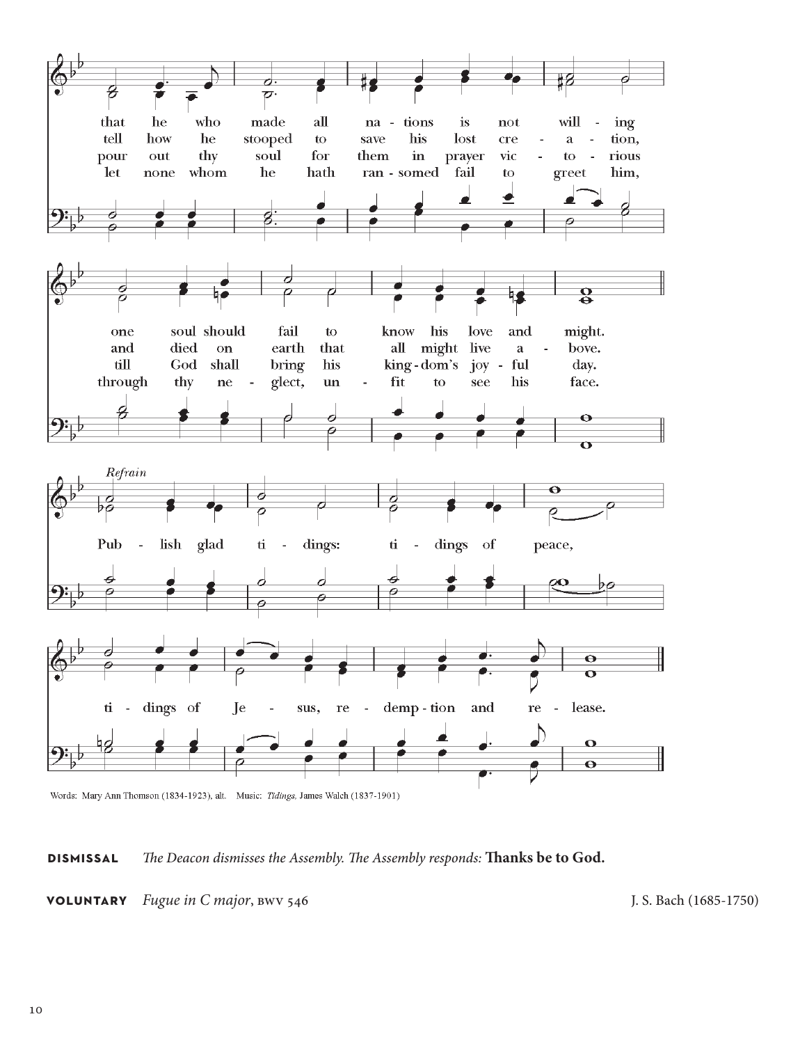that he who made all na - tions is not will - ing
tell how he stooped to save his lost cre - a - tion,
pour out thy soul for them in prayer vic - to - rious
let none whom he hath ran - somed fail to greet him,

one soul should fail to know his love and might.
and died on earth that all might live a - bove.
till God shall bring his king - dom's joy - ful day.
through thy ne - glect, un - fit to see his face.

*Refrain*

Pub - lish glad ti - dings: ti - dings of peace,

ti - dings of Je - sus, re - demp - tion and re - lease.

Words: Mary Ann Thomson (1834-1923), alt. Music: *Tidings*, James Walch (1837-1901)

**DISMISSAL** *The Deacon dismisses the Assembly. The Assembly responds:* **Thanks be to God.**

**VOLUNTARY** *Fugue in C major*, BWV 546 J. S. Bach (1685-1750)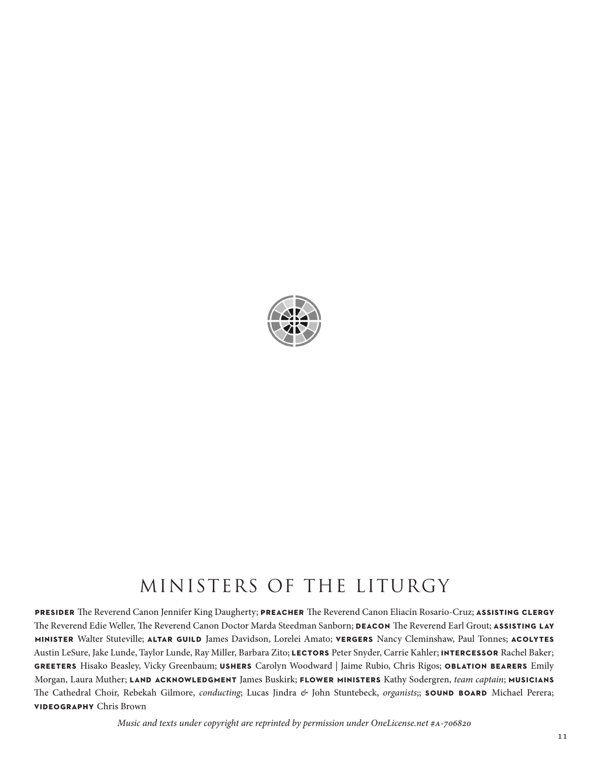## MINISTERS OF THE LITURGY

**PRESIDER** The Reverend Canon Jennifer King Daugherty; **PREACHER** The Reverend Canon Eliacín Rosario-Cruz; **ASSISTING CLERGY** The Reverend Edie Weller, The Reverend Canon Doctor Marda Steedman Sanborn; **DEACON** The Reverend Earl Grout; **ASSISTING LAY MINISTER** Walter Stuteville; **ALTAR GUILD** James Davidson, Lorelei Amato; **VERGERS** Nancy Cleminshaw, Paul Tonnes; **ACOLYTES** Austin LeSure, Jake Lunde, Taylor Lunde, Ray Miller, Barbara Zito; **LECTORS** Peter Snyder, Carrie Kahler; **INTERCESSOR** Rachel Baker; **GREETERS** Hisako Beasley, Vicky Greenbaum; **USHERS** Carolyn Woodward | Jaime Rubio, Chris Rigos; **OBLATION BEARERS** Emily Morgan, Laura Muther; **LAND ACKNOWLEDGMENT** James Buskirk; **FLOWER MINISTERS** Kathy Sodergren, *team captain*; **MUSICIANS** The Cathedral Choir, Rebekah Gilmore, *conducting*; Lucas Jindra & John Stuntebeck, *organists*;; **SOUND BOARD** Michael Perera; **VIDEOGRAPHY** Chris Brown

*Music and texts under copyright are reprinted by permission under OneLicense.net #A-706820*